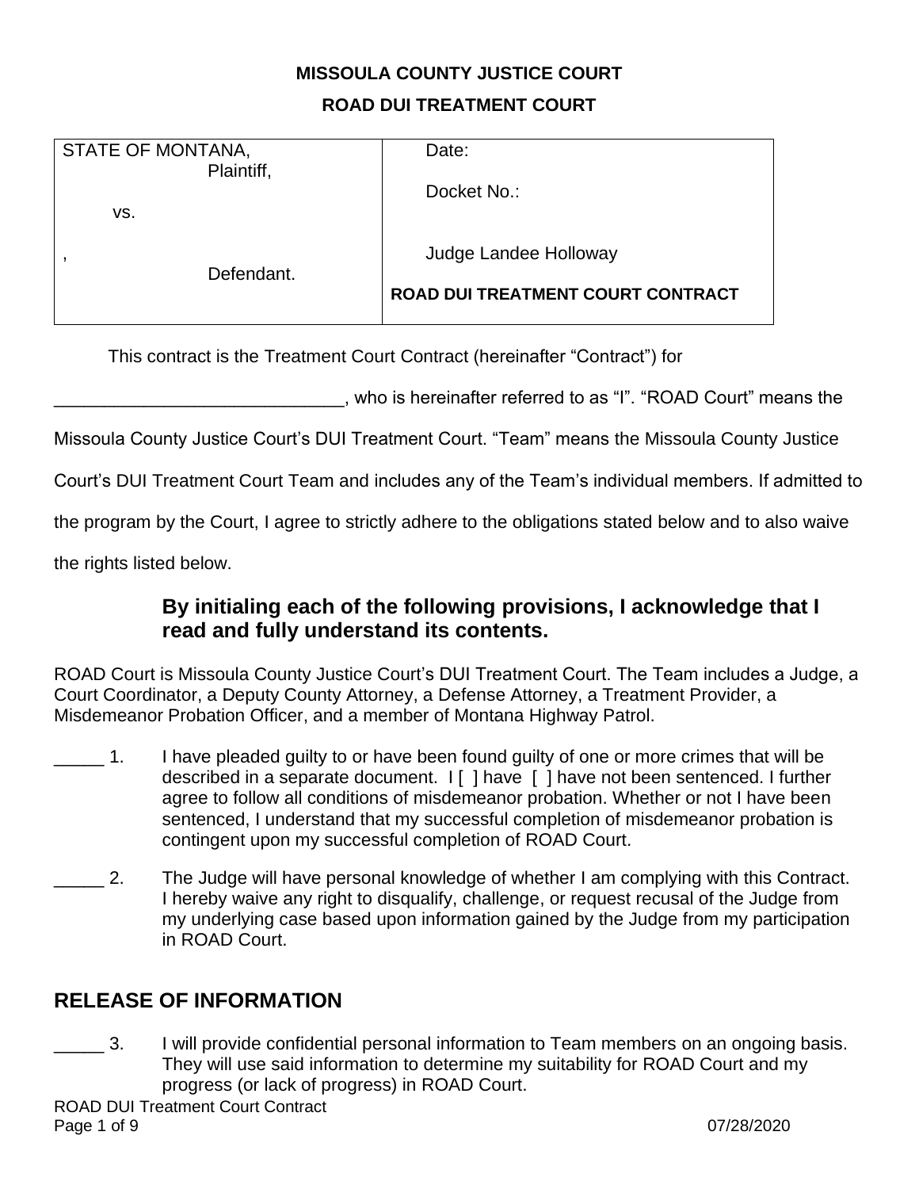**MISSOULA COUNTY JUSTICE COURT**

**ROAD DUI TREATMENT COURT**

| STATE OF MONTANA, Plaintiff, | Date: |
|---|---|
| vs. | Docket No.: |
| , Defendant. | Judge Landee Holloway |
| | **ROAD DUI TREATMENT COURT CONTRACT** |

This contract is the Treatment Court Contract (hereinafter "Contract") for ______________________________, who is hereinafter referred to as "I". "ROAD Court" means the Missoula County Justice Court's DUI Treatment Court. "Team" means the Missoula County Justice Court's DUI Treatment Court Team and includes any of the Team's individual members. If admitted to the program by the Court, I agree to strictly adhere to the obligations stated below and to also waive the rights listed below.

### By initialing each of the following provisions, I acknowledge that I read and fully understand its contents.

ROAD Court is Missoula County Justice Court's DUI Treatment Court. The Team includes a Judge, a Court Coordinator, a Deputy County Attorney, a Defense Attorney, a Treatment Provider, a Misdemeanor Probation Officer, and a member of Montana Highway Patrol.

_____ 1. I have pleaded guilty to or have been found guilty of one or more crimes that will be described in a separate document. I [ ] have [ ] have not been sentenced. I further agree to follow all conditions of misdemeanor probation. Whether or not I have been sentenced, I understand that my successful completion of misdemeanor probation is contingent upon my successful completion of ROAD Court.

_____ 2. The Judge will have personal knowledge of whether I am complying with this Contract. I hereby waive any right to disqualify, challenge, or request recusal of the Judge from my underlying case based upon information gained by the Judge from my participation in ROAD Court.

## RELEASE OF INFORMATION

_____ 3. I will provide confidential personal information to Team members on an ongoing basis. They will use said information to determine my suitability for ROAD Court and my progress (or lack of progress) in ROAD Court.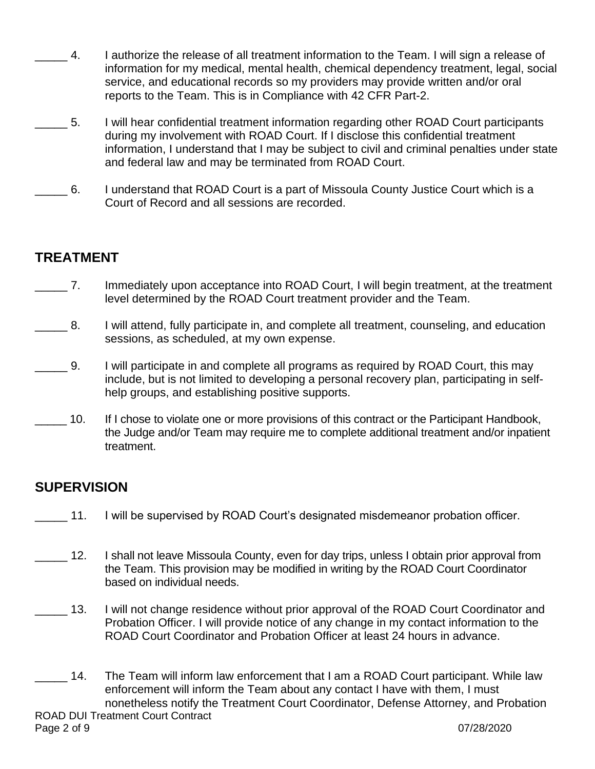_____ 4. I authorize the release of all treatment information to the Team. I will sign a release of information for my medical, mental health, chemical dependency treatment, legal, social service, and educational records so my providers may provide written and/or oral reports to the Team. This is in Compliance with 42 CFR Part-2.

_____ 5. I will hear confidential treatment information regarding other ROAD Court participants during my involvement with ROAD Court. If I disclose this confidential treatment information, I understand that I may be subject to civil and criminal penalties under state and federal law and may be terminated from ROAD Court.

_____ 6. I understand that ROAD Court is a part of Missoula County Justice Court which is a Court of Record and all sessions are recorded.

## TREATMENT

_____ 7. Immediately upon acceptance into ROAD Court, I will begin treatment, at the treatment level determined by the ROAD Court treatment provider and the Team.

_____ 8. I will attend, fully participate in, and complete all treatment, counseling, and education sessions, as scheduled, at my own expense.

_____ 9. I will participate in and complete all programs as required by ROAD Court, this may include, but is not limited to developing a personal recovery plan, participating in self-help groups, and establishing positive supports.

_____ 10. If I chose to violate one or more provisions of this contract or the Participant Handbook, the Judge and/or Team may require me to complete additional treatment and/or inpatient treatment.

## SUPERVISION

_____ 11. I will be supervised by ROAD Court's designated misdemeanor probation officer.

_____ 12. I shall not leave Missoula County, even for day trips, unless I obtain prior approval from the Team. This provision may be modified in writing by the ROAD Court Coordinator based on individual needs.

_____ 13. I will not change residence without prior approval of the ROAD Court Coordinator and Probation Officer. I will provide notice of any change in my contact information to the ROAD Court Coordinator and Probation Officer at least 24 hours in advance.

_____ 14. The Team will inform law enforcement that I am a ROAD Court participant. While law enforcement will inform the Team about any contact I have with them, I must nonetheless notify the Treatment Court Coordinator, Defense Attorney, and Probation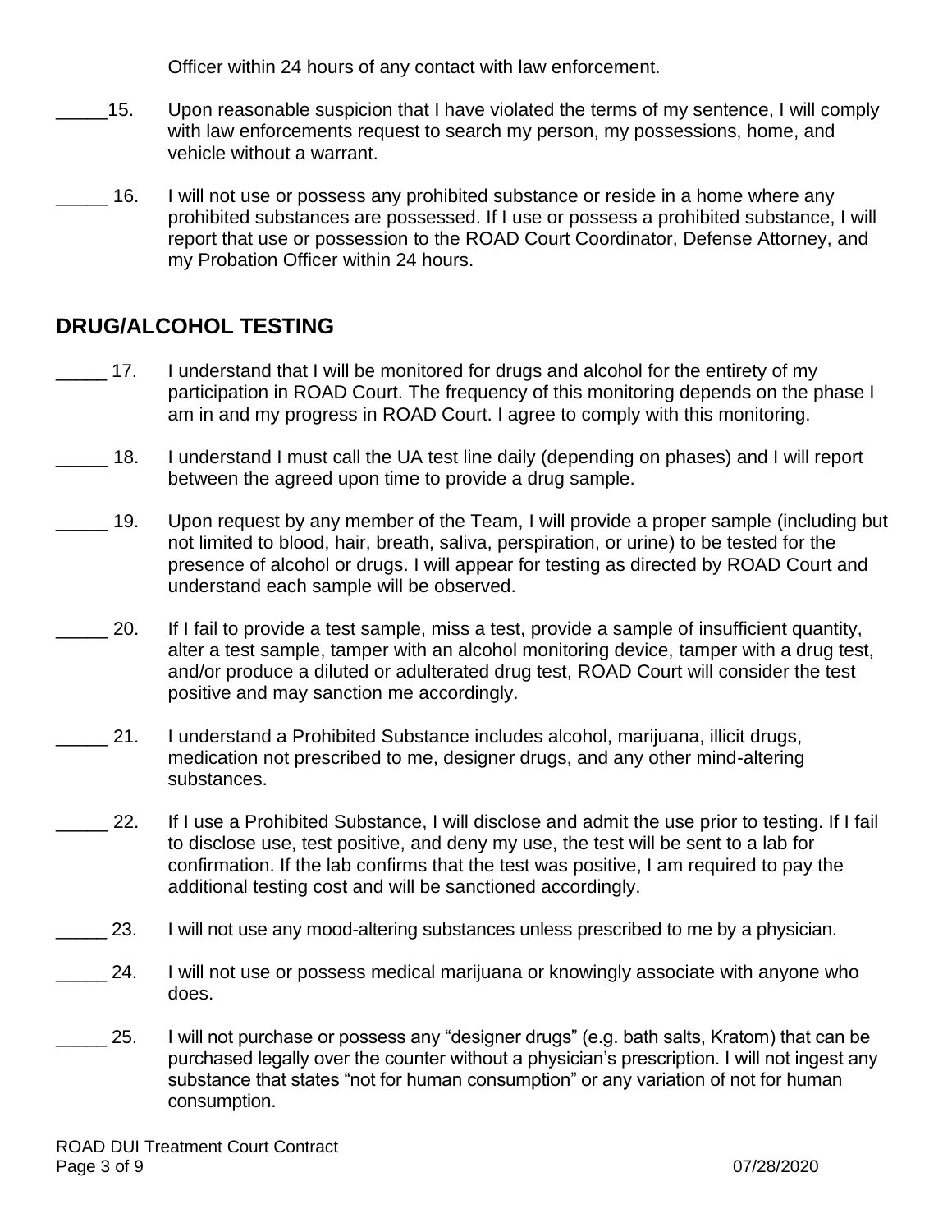Officer within 24 hours of any contact with law enforcement.

_____15. Upon reasonable suspicion that I have violated the terms of my sentence, I will comply with law enforcements request to search my person, my possessions, home, and vehicle without a warrant.

_____ 16. I will not use or possess any prohibited substance or reside in a home where any prohibited substances are possessed. If I use or possess a prohibited substance, I will report that use or possession to the ROAD Court Coordinator, Defense Attorney, and my Probation Officer within 24 hours.

## DRUG/ALCOHOL TESTING

_____ 17. I understand that I will be monitored for drugs and alcohol for the entirety of my participation in ROAD Court. The frequency of this monitoring depends on the phase I am in and my progress in ROAD Court. I agree to comply with this monitoring.

_____ 18. I understand I must call the UA test line daily (depending on phases) and I will report between the agreed upon time to provide a drug sample.

_____ 19. Upon request by any member of the Team, I will provide a proper sample (including but not limited to blood, hair, breath, saliva, perspiration, or urine) to be tested for the presence of alcohol or drugs. I will appear for testing as directed by ROAD Court and understand each sample will be observed.

_____ 20. If I fail to provide a test sample, miss a test, provide a sample of insufficient quantity, alter a test sample, tamper with an alcohol monitoring device, tamper with a drug test, and/or produce a diluted or adulterated drug test, ROAD Court will consider the test positive and may sanction me accordingly.

_____ 21. I understand a Prohibited Substance includes alcohol, marijuana, illicit drugs, medication not prescribed to me, designer drugs, and any other mind-altering substances.

_____ 22. If I use a Prohibited Substance, I will disclose and admit the use prior to testing. If I fail to disclose use, test positive, and deny my use, the test will be sent to a lab for confirmation. If the lab confirms that the test was positive, I am required to pay the additional testing cost and will be sanctioned accordingly.

_____ 23. I will not use any mood-altering substances unless prescribed to me by a physician.

_____ 24. I will not use or possess medical marijuana or knowingly associate with anyone who does.

_____ 25. I will not purchase or possess any "designer drugs" (e.g. bath salts, Kratom) that can be purchased legally over the counter without a physician's prescription. I will not ingest any substance that states "not for human consumption" or any variation of not for human consumption.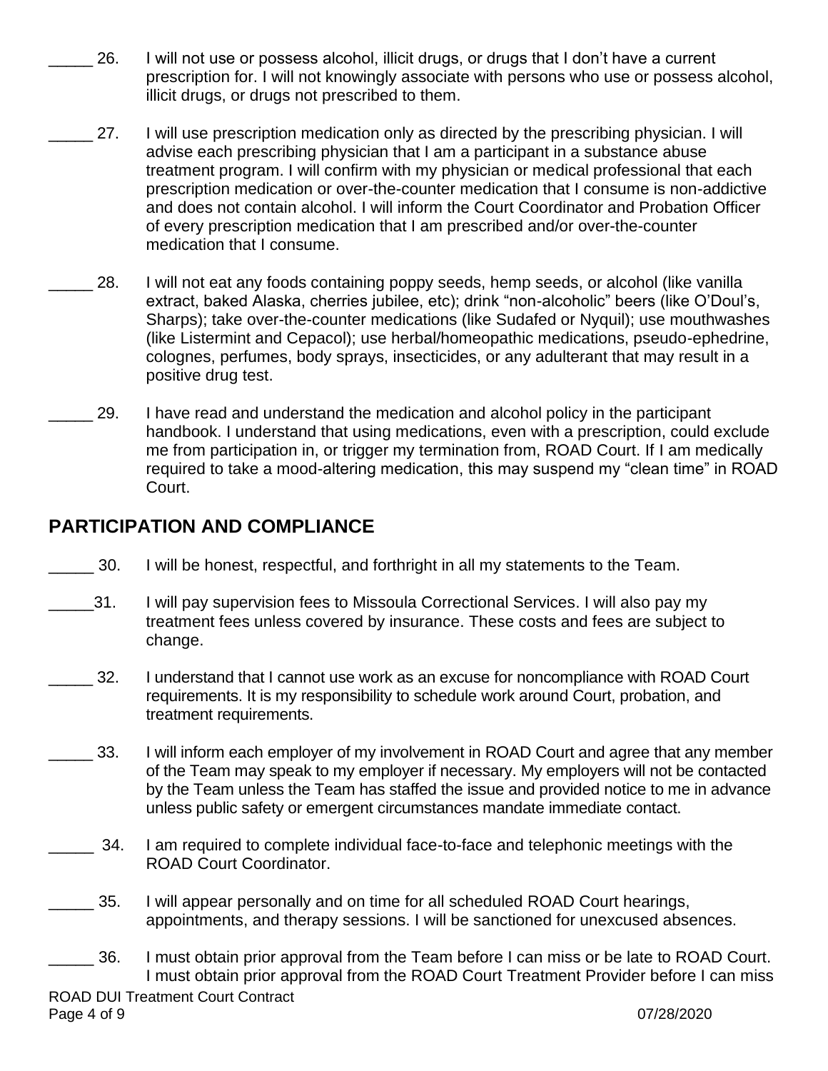_____ 26. I will not use or possess alcohol, illicit drugs, or drugs that I don't have a current prescription for. I will not knowingly associate with persons who use or possess alcohol, illicit drugs, or drugs not prescribed to them.

_____ 27. I will use prescription medication only as directed by the prescribing physician. I will advise each prescribing physician that I am a participant in a substance abuse treatment program. I will confirm with my physician or medical professional that each prescription medication or over-the-counter medication that I consume is non-addictive and does not contain alcohol. I will inform the Court Coordinator and Probation Officer of every prescription medication that I am prescribed and/or over-the-counter medication that I consume.

_____ 28. I will not eat any foods containing poppy seeds, hemp seeds, or alcohol (like vanilla extract, baked Alaska, cherries jubilee, etc); drink "non-alcoholic" beers (like O'Doul's, Sharps); take over-the-counter medications (like Sudafed or Nyquil); use mouthwashes (like Listermint and Cepacol); use herbal/homeopathic medications, pseudo-ephedrine, colognes, perfumes, body sprays, insecticides, or any adulterant that may result in a positive drug test.

_____ 29. I have read and understand the medication and alcohol policy in the participant handbook. I understand that using medications, even with a prescription, could exclude me from participation in, or trigger my termination from, ROAD Court. If I am medically required to take a mood-altering medication, this may suspend my "clean time" in ROAD Court.

## PARTICIPATION AND COMPLIANCE

_____ 30. I will be honest, respectful, and forthright in all my statements to the Team.

_____31. I will pay supervision fees to Missoula Correctional Services. I will also pay my treatment fees unless covered by insurance. These costs and fees are subject to change.

_____ 32. I understand that I cannot use work as an excuse for noncompliance with ROAD Court requirements. It is my responsibility to schedule work around Court, probation, and treatment requirements.

_____ 33. I will inform each employer of my involvement in ROAD Court and agree that any member of the Team may speak to my employer if necessary. My employers will not be contacted by the Team unless the Team has staffed the issue and provided notice to me in advance unless public safety or emergent circumstances mandate immediate contact.

_____ 34. I am required to complete individual face-to-face and telephonic meetings with the ROAD Court Coordinator.

_____ 35. I will appear personally and on time for all scheduled ROAD Court hearings, appointments, and therapy sessions. I will be sanctioned for unexcused absences.

_____ 36. I must obtain prior approval from the Team before I can miss or be late to ROAD Court. I must obtain prior approval from the ROAD Court Treatment Provider before I can miss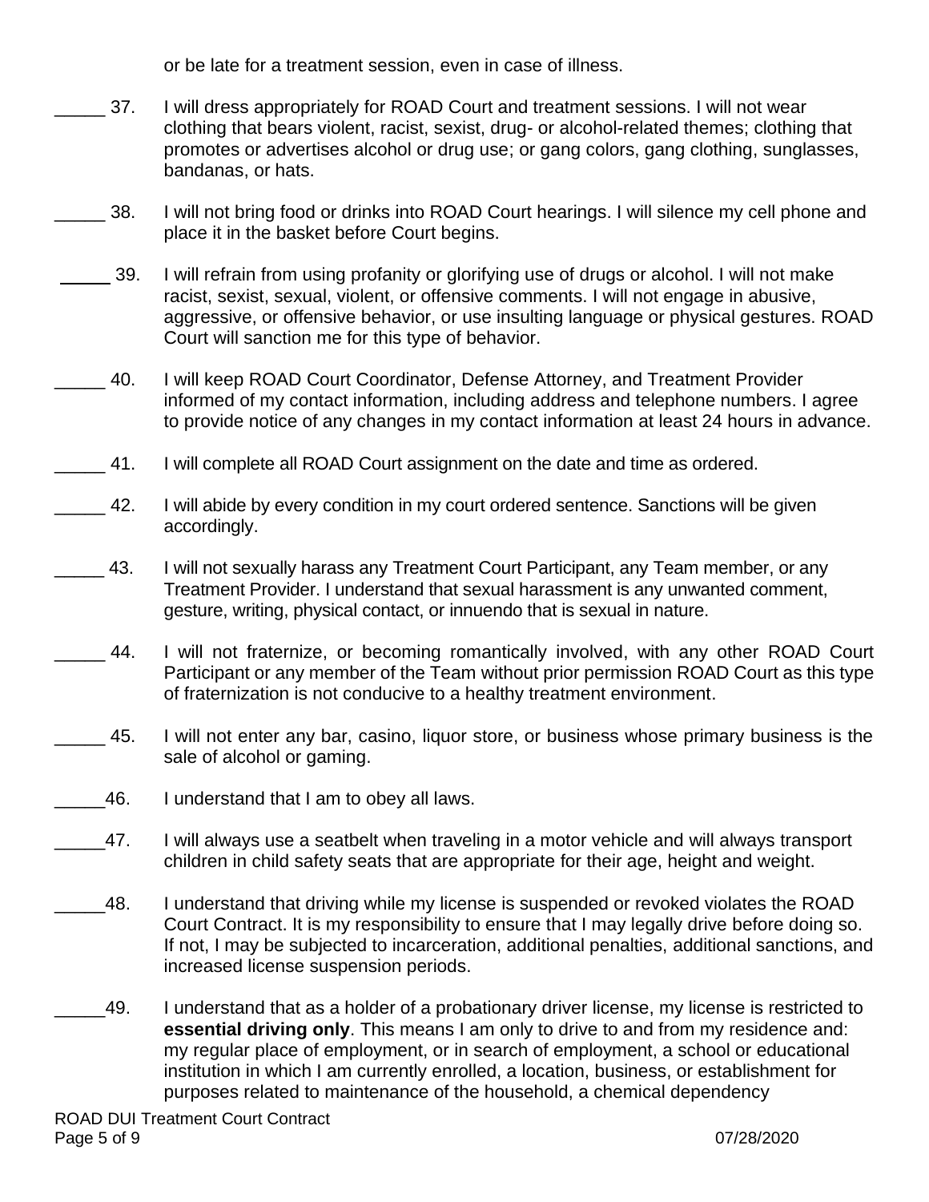or be late for a treatment session, even in case of illness.

_____ 37. I will dress appropriately for ROAD Court and treatment sessions. I will not wear clothing that bears violent, racist, sexist, drug- or alcohol-related themes; clothing that promotes or advertises alcohol or drug use; or gang colors, gang clothing, sunglasses, bandanas, or hats.

_____ 38. I will not bring food or drinks into ROAD Court hearings. I will silence my cell phone and place it in the basket before Court begins.

_____ 39. I will refrain from using profanity or glorifying use of drugs or alcohol. I will not make racist, sexist, sexual, violent, or offensive comments. I will not engage in abusive, aggressive, or offensive behavior, or use insulting language or physical gestures. ROAD Court will sanction me for this type of behavior.

_____ 40. I will keep ROAD Court Coordinator, Defense Attorney, and Treatment Provider informed of my contact information, including address and telephone numbers. I agree to provide notice of any changes in my contact information at least 24 hours in advance.

_____ 41. I will complete all ROAD Court assignment on the date and time as ordered.

_____ 42. I will abide by every condition in my court ordered sentence. Sanctions will be given accordingly.

_____ 43. I will not sexually harass any Treatment Court Participant, any Team member, or any Treatment Provider. I understand that sexual harassment is any unwanted comment, gesture, writing, physical contact, or innuendo that is sexual in nature.

_____ 44. I will not fraternize, or becoming romantically involved, with any other ROAD Court Participant or any member of the Team without prior permission ROAD Court as this type of fraternization is not conducive to a healthy treatment environment.

_____ 45. I will not enter any bar, casino, liquor store, or business whose primary business is the sale of alcohol or gaming.

_____46. I understand that I am to obey all laws.

_____47. I will always use a seatbelt when traveling in a motor vehicle and will always transport children in child safety seats that are appropriate for their age, height and weight.

_____48. I understand that driving while my license is suspended or revoked violates the ROAD Court Contract. It is my responsibility to ensure that I may legally drive before doing so. If not, I may be subjected to incarceration, additional penalties, additional sanctions, and increased license suspension periods.

_____49. I understand that as a holder of a probationary driver license, my license is restricted to **essential driving only**. This means I am only to drive to and from my residence and: my regular place of employment, or in search of employment, a school or educational institution in which I am currently enrolled, a location, business, or establishment for purposes related to maintenance of the household, a chemical dependency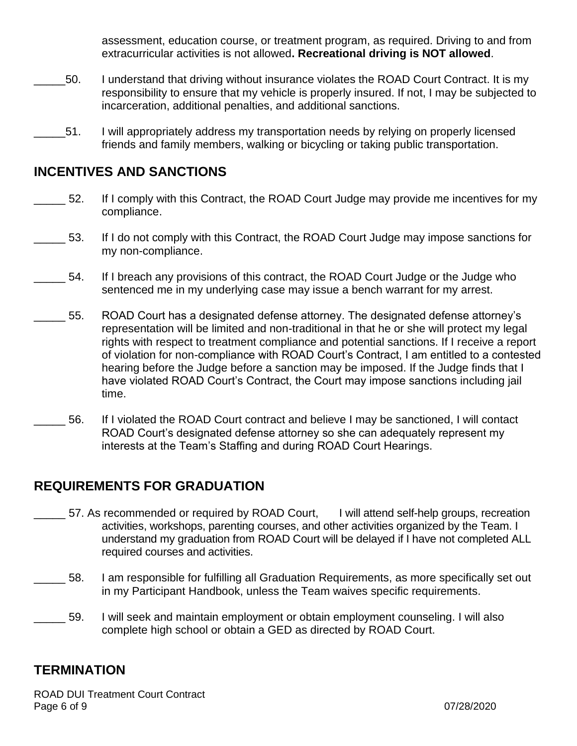assessment, education course, or treatment program, as required. Driving to and from extracurricular activities is not allowed**. Recreational driving is NOT allowed**.

_____50. I understand that driving without insurance violates the ROAD Court Contract. It is my responsibility to ensure that my vehicle is properly insured. If not, I may be subjected to incarceration, additional penalties, and additional sanctions.

_____51. I will appropriately address my transportation needs by relying on properly licensed friends and family members, walking or bicycling or taking public transportation.

## INCENTIVES AND SANCTIONS

_____ 52. If I comply with this Contract, the ROAD Court Judge may provide me incentives for my compliance.

_____ 53. If I do not comply with this Contract, the ROAD Court Judge may impose sanctions for my non-compliance.

_____ 54. If I breach any provisions of this contract, the ROAD Court Judge or the Judge who sentenced me in my underlying case may issue a bench warrant for my arrest.

_____ 55. ROAD Court has a designated defense attorney. The designated defense attorney's representation will be limited and non-traditional in that he or she will protect my legal rights with respect to treatment compliance and potential sanctions. If I receive a report of violation for non-compliance with ROAD Court's Contract, I am entitled to a contested hearing before the Judge before a sanction may be imposed. If the Judge finds that I have violated ROAD Court's Contract, the Court may impose sanctions including jail time.

_____ 56. If I violated the ROAD Court contract and believe I may be sanctioned, I will contact ROAD Court's designated defense attorney so she can adequately represent my interests at the Team's Staffing and during ROAD Court Hearings.

## REQUIREMENTS FOR GRADUATION

_____ 57. As recommended or required by ROAD Court, I will attend self-help groups, recreation activities, workshops, parenting courses, and other activities organized by the Team. I understand my graduation from ROAD Court will be delayed if I have not completed ALL required courses and activities.

_____ 58. I am responsible for fulfilling all Graduation Requirements, as more specifically set out in my Participant Handbook, unless the Team waives specific requirements.

_____ 59. I will seek and maintain employment or obtain employment counseling. I will also complete high school or obtain a GED as directed by ROAD Court.

## TERMINATION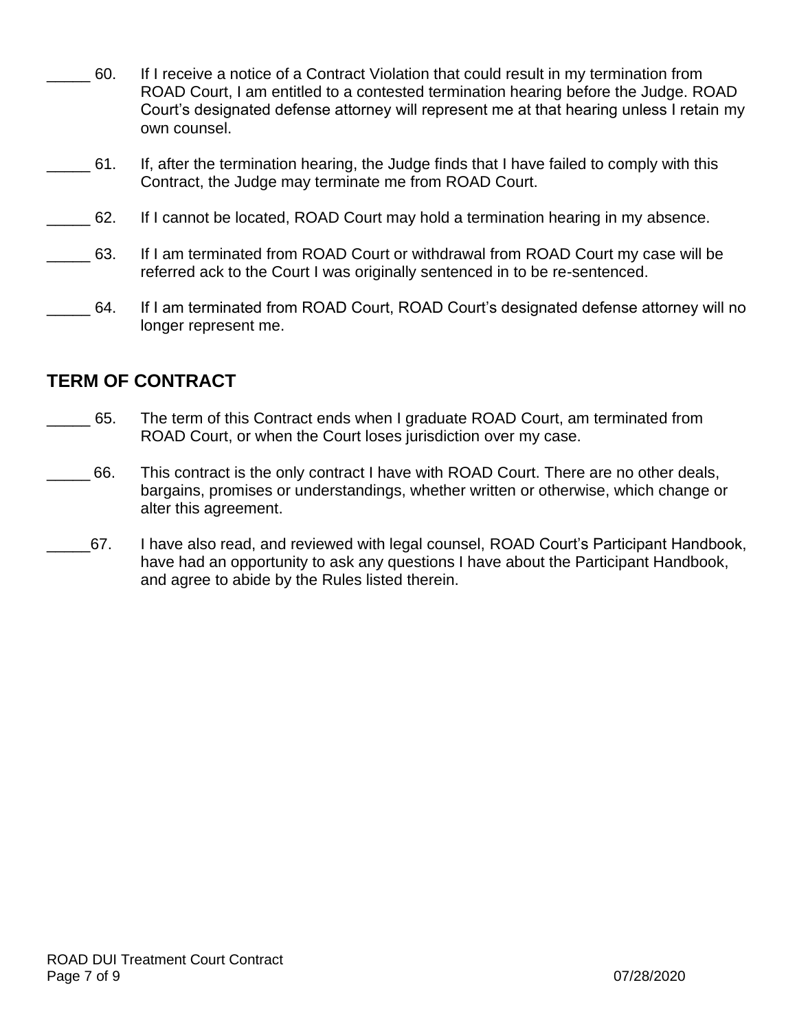_____ 60. If I receive a notice of a Contract Violation that could result in my termination from ROAD Court, I am entitled to a contested termination hearing before the Judge. ROAD Court's designated defense attorney will represent me at that hearing unless I retain my own counsel.

_____ 61. If, after the termination hearing, the Judge finds that I have failed to comply with this Contract, the Judge may terminate me from ROAD Court.

_____ 62. If I cannot be located, ROAD Court may hold a termination hearing in my absence.

_____ 63. If I am terminated from ROAD Court or withdrawal from ROAD Court my case will be referred ack to the Court I was originally sentenced in to be re-sentenced.

_____ 64. If I am terminated from ROAD Court, ROAD Court's designated defense attorney will no longer represent me.

## TERM OF CONTRACT

_____ 65. The term of this Contract ends when I graduate ROAD Court, am terminated from ROAD Court, or when the Court loses jurisdiction over my case.

_____ 66. This contract is the only contract I have with ROAD Court. There are no other deals, bargains, promises or understandings, whether written or otherwise, which change or alter this agreement.

_____67. I have also read, and reviewed with legal counsel, ROAD Court's Participant Handbook, have had an opportunity to ask any questions I have about the Participant Handbook, and agree to abide by the Rules listed therein.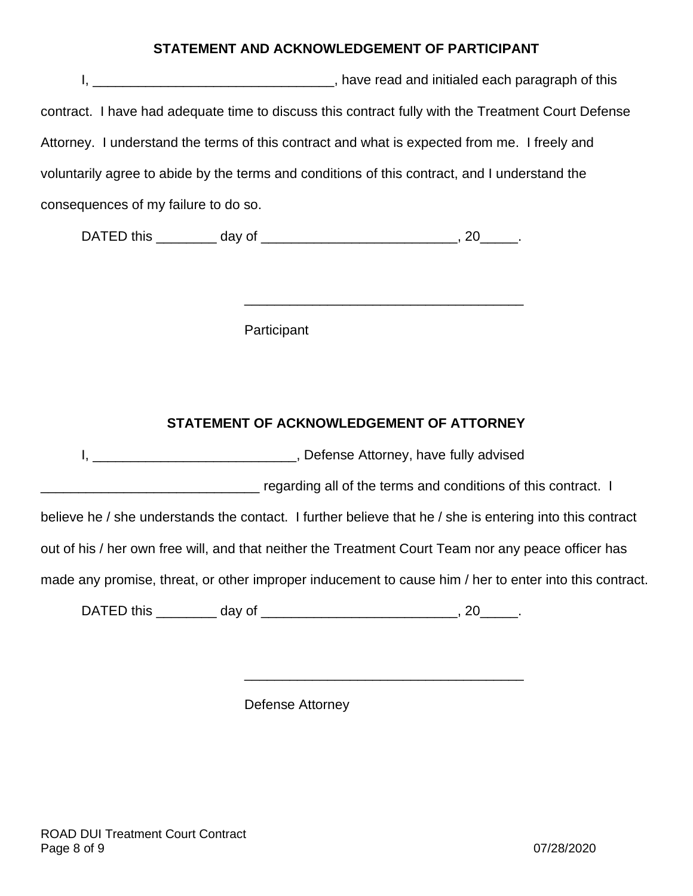## STATEMENT AND ACKNOWLEDGEMENT OF PARTICIPANT

I, ________________________________, have read and initialed each paragraph of this contract. I have had adequate time to discuss this contract fully with the Treatment Court Defense Attorney. I understand the terms of this contract and what is expected from me. I freely and voluntarily agree to abide by the terms and conditions of this contract, and I understand the consequences of my failure to do so.

DATED this ________ day of __________________________, 20_____.

_____________________________________

Participant

## STATEMENT OF ACKNOWLEDGEMENT OF ATTORNEY

I, ___________________________, Defense Attorney, have fully advised _____________________________ regarding all of the terms and conditions of this contract. I believe he / she understands the contact. I further believe that he / she is entering into this contract out of his / her own free will, and that neither the Treatment Court Team nor any peace officer has made any promise, threat, or other improper inducement to cause him / her to enter into this contract.

DATED this ________ day of __________________________, 20_____.

_____________________________________

Defense Attorney

ROAD DUI Treatment Court Contract

07/28/2020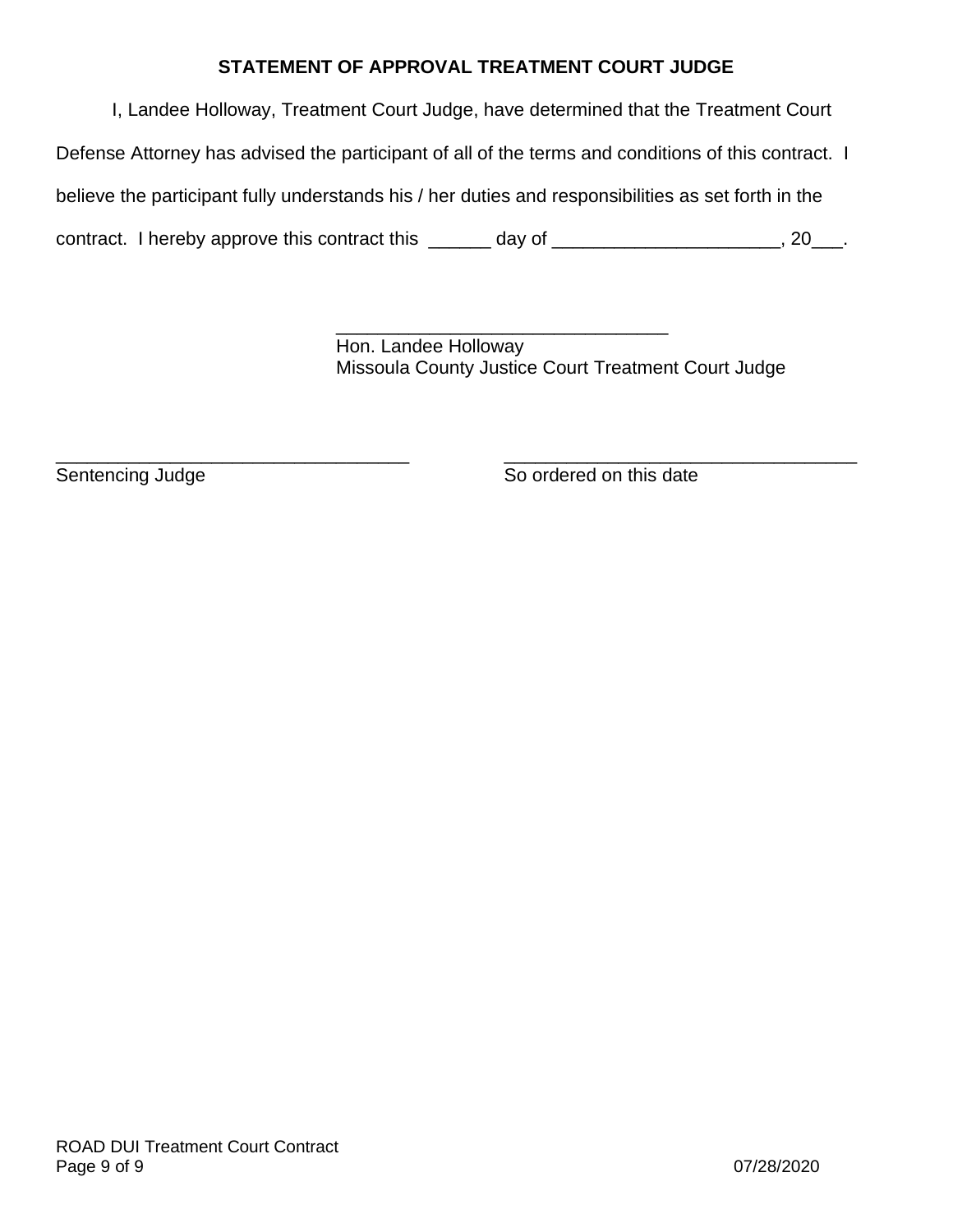## STATEMENT OF APPROVAL TREATMENT COURT JUDGE

I, Landee Holloway, Treatment Court Judge, have determined that the Treatment Court Defense Attorney has advised the participant of all of the terms and conditions of this contract. I believe the participant fully understands his / her duties and responsibilities as set forth in the contract. I hereby approve this contract this ______ day of ______________________, 20___.

_________________________________
Hon. Landee Holloway
Missoula County Justice Court Treatment Court Judge

___________________________________
Sentencing Judge

___________________________________
So ordered on this date